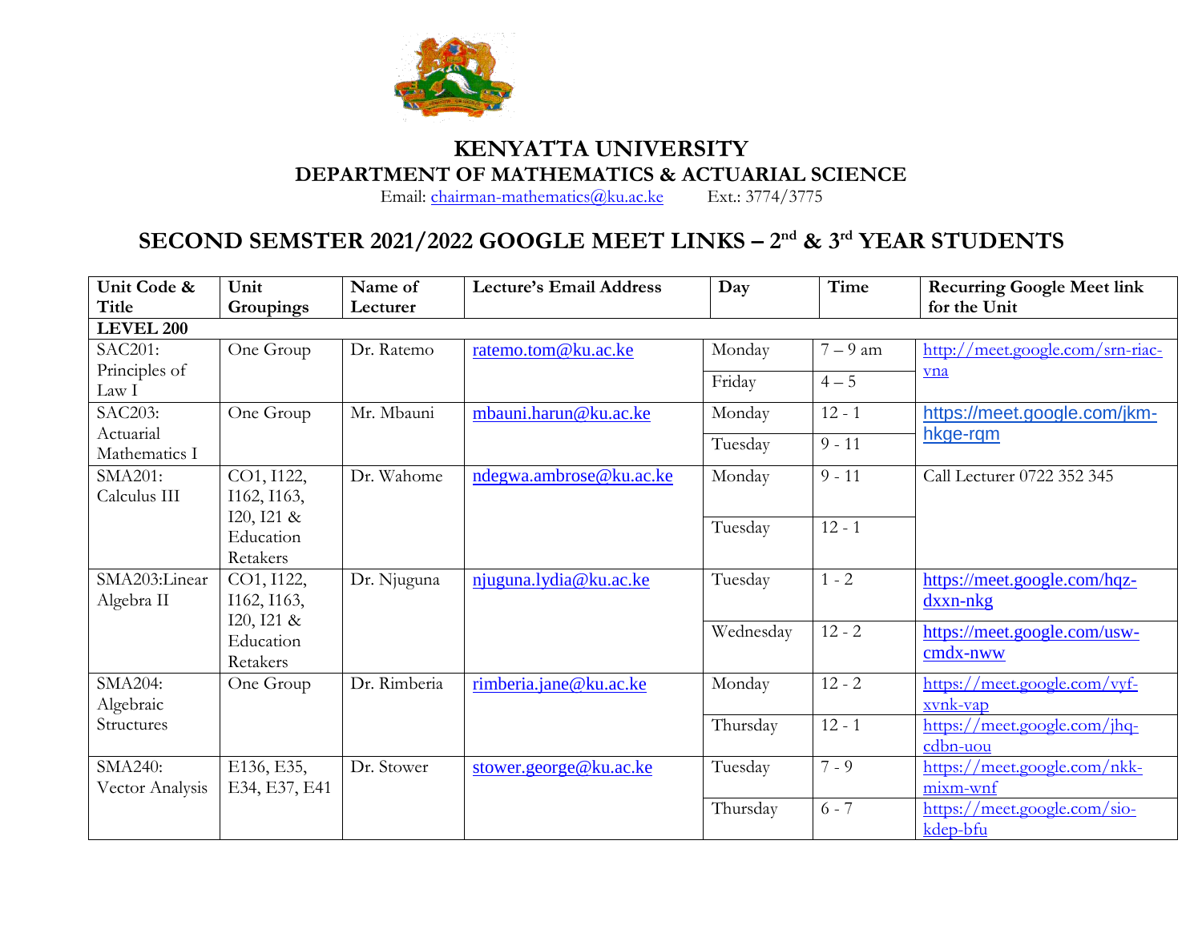# KENYATTA UNIVERSITY

## DEPARTMENT OF MATHEMATICS & ACTUARIAL SCIENCE

Email: chairman-mathematics@ku.ac.ke Ext.: 3774/3775

## SECOND SEMSTER 2021/2022 GOOGLE MEET LINKS – 2nd & 3rd YEAR STUDENTS

| Unit Code & Title | Unit Groupings | Name of Lecturer | Lecture's Email Address | Day | Time | Recurring Google Meet link for the Unit |
|---|---|---|---|---|---|---|
| **LEVEL 200** | | | | | | |
| SAC201: Principles of Law I | One Group | Dr. Ratemo | ratemo.tom@ku.ac.ke | Monday | 7 – 9 am | http://meet.google.com/srn-riac-vna |
| | | | | Friday | 4 – 5 | |
| SAC203: Actuarial Mathematics I | One Group | Mr. Mbauni | mbauni.harun@ku.ac.ke | Monday | 12 - 1 | https://meet.google.com/jkm-hkge-rqm |
| | | | | Tuesday | 9 - 11 | |
| SMA201: Calculus III | CO1, I122, I162, I163, I20, I21 & Education Retakers | Dr. Wahome | ndegwa.ambrose@ku.ac.ke | Monday | 9 - 11 | Call Lecturer 0722 352 345 |
| | | | | Tuesday | 12 - 1 | |
| SMA203:Linear Algebra II | CO1, I122, I162, I163, I20, I21 & Education Retakers | Dr. Njuguna | njuguna.lydia@ku.ac.ke | Tuesday | 1 - 2 | https://meet.google.com/hqz-dxxn-nkg |
| | | | | Wednesday | 12 - 2 | https://meet.google.com/usw-cmdx-nww |
| SMA204: Algebraic Structures | One Group | Dr. Rimberia | rimberia.jane@ku.ac.ke | Monday | 12 - 2 | https://meet.google.com/vyf-xvnk-vap |
| | | | | Thursday | 12 - 1 | https://meet.google.com/jhq-cdbn-uou |
| SMA240: Vector Analysis | E136, E35, E34, E37, E41 | Dr. Stower | stower.george@ku.ac.ke | Tuesday | 7 - 9 | https://meet.google.com/nkk-mixm-wnf |
| | | | | Thursday | 6 - 7 | https://meet.google.com/sio-kdep-bfu |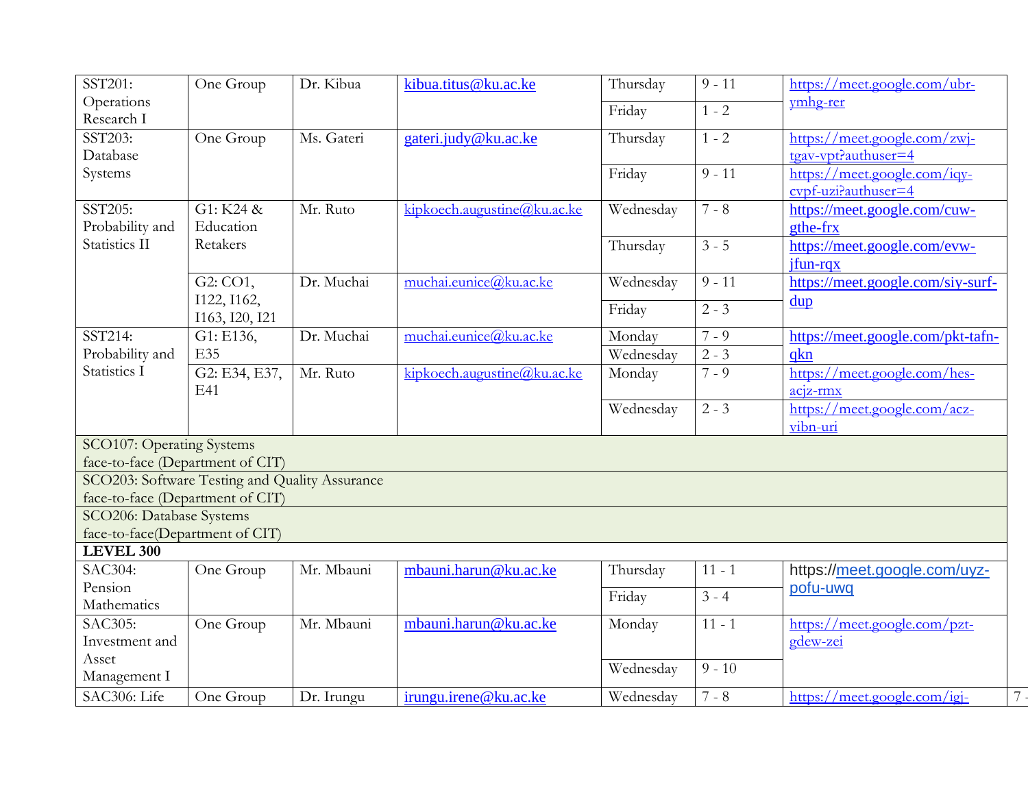| | | | | | | |
|---|---|---|---|---|---|---|
| SST201: Operations Research I | One Group | Dr. Kibua | kibua.titus@ku.ac.ke | Thursday | 9 - 11 | https://meet.google.com/ubr-ymhg-rer |
| | | | | Friday | 1 - 2 | |
| SST203: Database Systems | One Group | Ms. Gateri | gateri.judy@ku.ac.ke | Thursday | 1 - 2 | https://meet.google.com/zwj-tgav-vpt?authuser=4 |
| | | | | Friday | 9 - 11 | https://meet.google.com/iqy-cvpf-uzi?authuser=4 |
| SST205: Probability and Statistics II | G1: K24 & Education Retakers | Mr. Ruto | kipkoech.augustine@ku.ac.ke | Wednesday | 7 - 8 | https://meet.google.com/cuw-gthe-frx |
| | | | | Thursday | 3 - 5 | https://meet.google.com/evw-jfun-rqx |
| | G2: CO1, I122, I162, I163, I20, I21 | Dr. Muchai | muchai.eunice@ku.ac.ke | Wednesday | 9 - 11 | https://meet.google.com/siy-surf-dup |
| | | | | Friday | 2 - 3 | |
| SST214: Probability and Statistics I | G1: E136, E35 | Dr. Muchai | muchai.eunice@ku.ac.ke | Monday | 7 - 9 | https://meet.google.com/pkt-tafn-qkn |
| | | | | Wednesday | 2 - 3 | |
| | G2: E34, E37, E41 | Mr. Ruto | kipkoech.augustine@ku.ac.ke | Monday | 7 - 9 | https://meet.google.com/hes-acjz-rmx |
| | | | | Wednesday | 2 - 3 | https://meet.google.com/acz-vibn-uri |
| SCO107: Operating Systems face-to-face (Department of CIT) | | | | | | |
| SCO203: Software Testing and Quality Assurance face-to-face (Department of CIT) | | | | | | |
| SCO206: Database Systems face-to-face(Department of CIT) | | | | | | |
| **LEVEL 300** | | | | | | |
| SAC304: Pension Mathematics | One Group | Mr. Mbauni | mbauni.harun@ku.ac.ke | Thursday | 11 - 1 | https://meet.google.com/uyz-pofu-uwq |
| | | | | Friday | 3 - 4 | |
| SAC305: Investment and Asset Management I | One Group | Mr. Mbauni | mbauni.harun@ku.ac.ke | Monday | 11 - 1 | https://meet.google.com/pzt-gdew-zei |
| | | | | Wednesday | 9 - 10 | |
| SAC306: Life | One Group | Dr. Irungu | irungu.irene@ku.ac.ke | Wednesday | 7 - 8 | https://meet.google.com/igj- |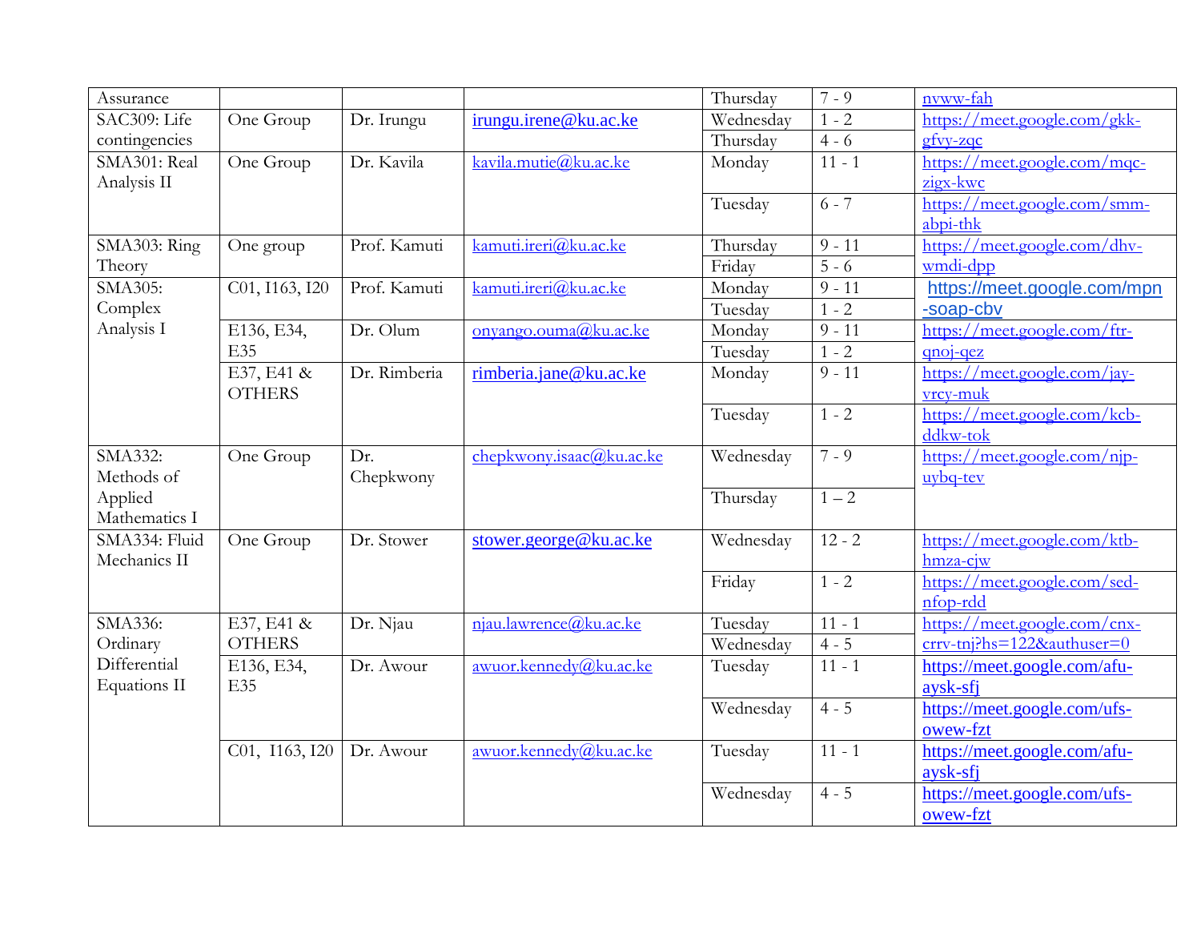| | | | | | | |
|---|---|---|---|---|---|---|
| Assurance | | | | Thursday | 7 - 9 | nvww-fah |
| SAC309: Life contingencies | One Group | Dr. Irungu | irungu.irene@ku.ac.ke | Wednesday | 1 - 2 | https://meet.google.com/gkk-gfvy-zqc |
| | | | | Thursday | 4 - 6 | |
| SMA301: Real Analysis II | One Group | Dr. Kavila | kavila.mutie@ku.ac.ke | Monday | 11 - 1 | https://meet.google.com/mqc-zigx-kwc |
| | | | | Tuesday | 6 - 7 | https://meet.google.com/smm-abpi-thk |
| SMA303: Ring Theory | One group | Prof. Kamuti | kamuti.ireri@ku.ac.ke | Thursday | 9 - 11 | https://meet.google.com/dhv-wmdi-dpp |
| | | | | Friday | 5 - 6 | |
| SMA305: Complex Analysis I | C01, I163, I20 | Prof. Kamuti | kamuti.ireri@ku.ac.ke | Monday | 9 - 11 | https://meet.google.com/mpn-soap-cbv |
| | | | | Tuesday | 1 - 2 | |
| | E136, E34, E35 | Dr. Olum | onyango.ouma@ku.ac.ke | Monday | 9 - 11 | https://meet.google.com/ftr-qnoj-qez |
| | | | | Tuesday | 1 - 2 | |
| | E37, E41 & OTHERS | Dr. Rimberia | rimberia.jane@ku.ac.ke | Monday | 9 - 11 | https://meet.google.com/jay-vrcy-muk |
| | | | | Tuesday | 1 - 2 | https://meet.google.com/kcb-ddkw-tok |
| SMA332: Methods of Applied Mathematics I | One Group | Dr. Chepkwony | chepkwony.isaac@ku.ac.ke | Wednesday | 7 - 9 | https://meet.google.com/njp-uybq-tev |
| | | | | Thursday | 1 – 2 | |
| SMA334: Fluid Mechanics II | One Group | Dr. Stower | stower.george@ku.ac.ke | Wednesday | 12 - 2 | https://meet.google.com/ktb-hmza-cjw |
| | | | | Friday | 1 - 2 | https://meet.google.com/sed-nfop-rdd |
| SMA336: Ordinary Differential Equations II | E37, E41 & OTHERS | Dr. Njau | njau.lawrence@ku.ac.ke | Tuesday | 11 - 1 | https://meet.google.com/cnx-crrv-tnj?hs=122&authuser=0 |
| | | | | Wednesday | 4 - 5 | |
| | E136, E34, E35 | Dr. Awour | awuor.kennedy@ku.ac.ke | Tuesday | 11 - 1 | https://meet.google.com/afu-aysk-sfj |
| | | | | Wednesday | 4 - 5 | https://meet.google.com/ufs-owew-fzt |
| | C01, I163, I20 | Dr. Awour | awuor.kennedy@ku.ac.ke | Tuesday | 11 - 1 | https://meet.google.com/afu-aysk-sfj |
| | | | | Wednesday | 4 - 5 | https://meet.google.com/ufs-owew-fzt |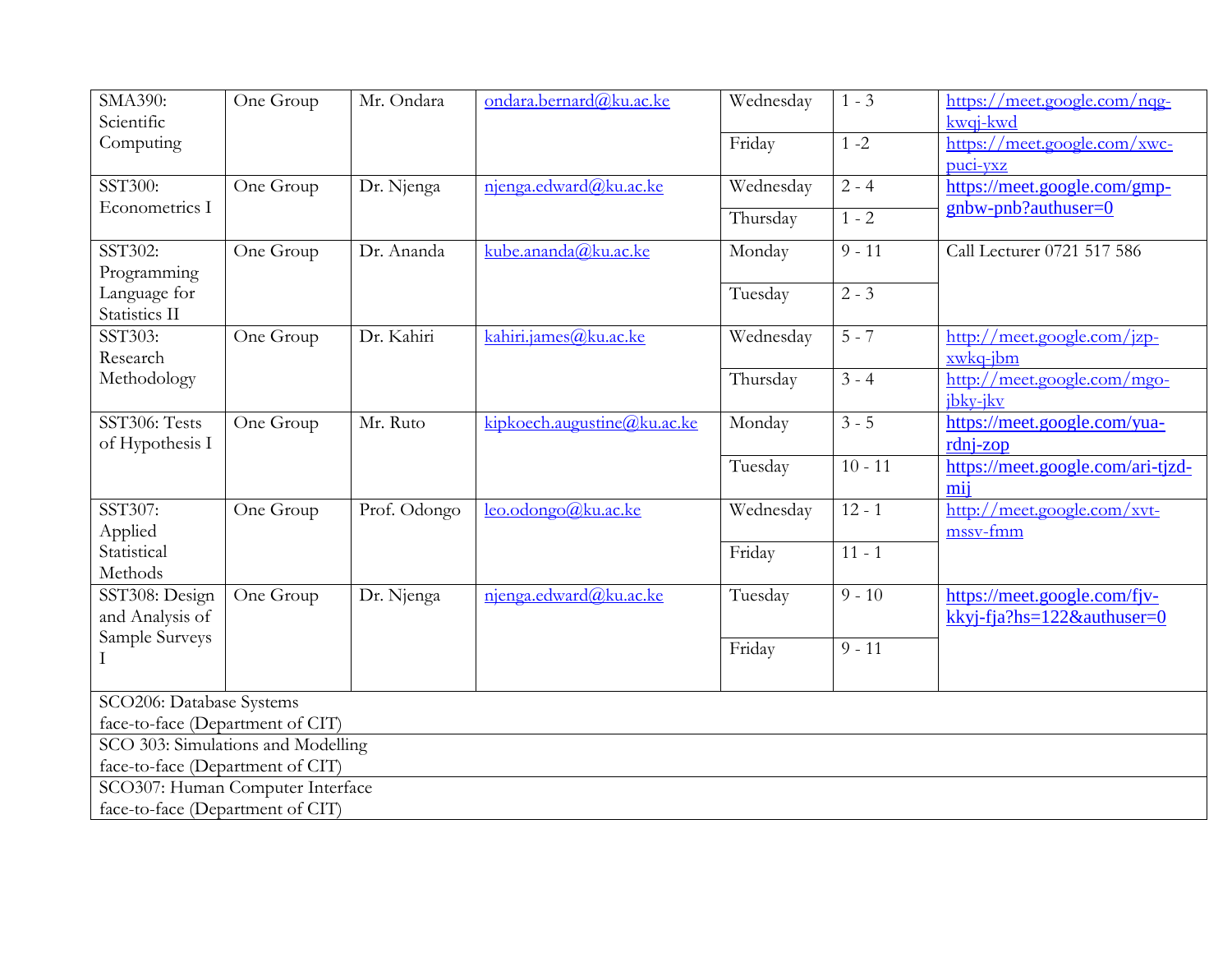| | | | | | | |
|---|---|---|---|---|---|---|
| SMA390: Scientific Computing | One Group | Mr. Ondara | ondara.bernard@ku.ac.ke | Wednesday | 1 - 3 | https://meet.google.com/nqg-kwqj-kwd |
| | | | | Friday | 1 -2 | https://meet.google.com/xwc-puci-yxz |
| SST300: Econometrics I | One Group | Dr. Njenga | njenga.edward@ku.ac.ke | Wednesday | 2 - 4 | https://meet.google.com/gmp-gnbw-pnb?authuser=0 |
| | | | | Thursday | 1 - 2 | |
| SST302: Programming Language for Statistics II | One Group | Dr. Ananda | kube.ananda@ku.ac.ke | Monday | 9 - 11 | Call Lecturer 0721 517 586 |
| | | | | Tuesday | 2 - 3 | |
| SST303: Research Methodology | One Group | Dr. Kahiri | kahiri.james@ku.ac.ke | Wednesday | 5 - 7 | http://meet.google.com/jzp-xwkq-jbm |
| | | | | Thursday | 3 - 4 | http://meet.google.com/mgo-jbky-jkv |
| SST306: Tests of Hypothesis I | One Group | Mr. Ruto | kipkoech.augustine@ku.ac.ke | Monday | 3 - 5 | https://meet.google.com/yua-rdnj-zop |
| | | | | Tuesday | 10 - 11 | https://meet.google.com/ari-tjzd-mij |
| SST307: Applied Statistical Methods | One Group | Prof. Odongo | leo.odongo@ku.ac.ke | Wednesday | 12 - 1 | http://meet.google.com/xvt-mssv-fmm |
| | | | | Friday | 11 - 1 | |
| SST308: Design and Analysis of Sample Surveys I | One Group | Dr. Njenga | njenga.edward@ku.ac.ke | Tuesday | 9 - 10 | https://meet.google.com/fjv-kkyj-fja?hs=122&authuser=0 |
| | | | | Friday | 9 - 11 | |
| SCO206: Database Systems face-to-face (Department of CIT) | | | | | | |
| SCO 303: Simulations and Modelling face-to-face (Department of CIT) | | | | | | |
| SCO307: Human Computer Interface face-to-face (Department of CIT) | | | | | | |